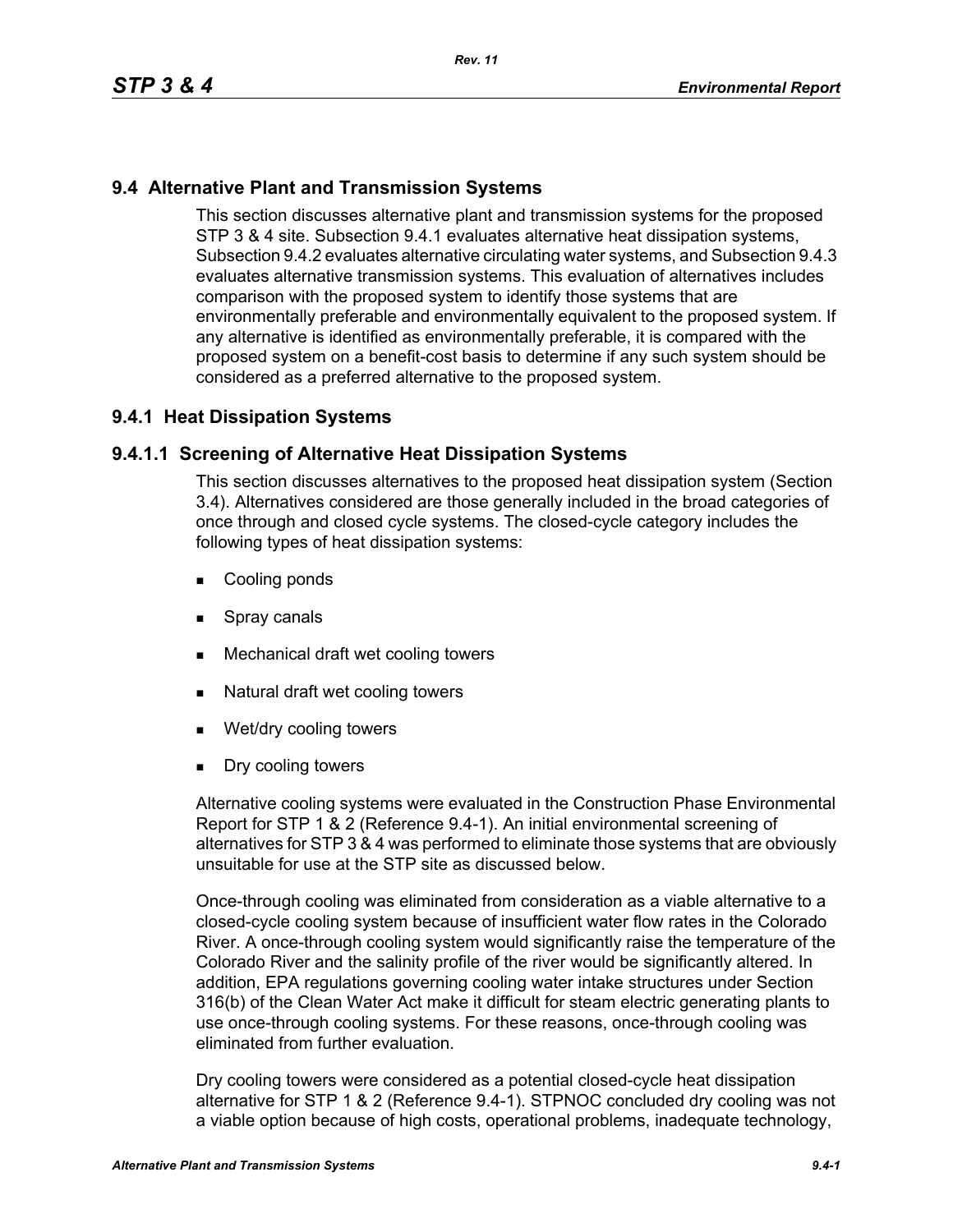## 9.4 Alternative Plant and Transmission Systems

This section discusses alternative plant and transmission systems for the proposed STP 3 & 4 site. Subsection 9.4.1 evaluates alternative heat dissipation systems, Subsection 9.4.2 evaluates alternative circulating water systems, and Subsection 9.4.3 evaluates alternative transmission systems. This evaluation of alternatives includes comparison with the proposed system to identify those systems that are environmentally preferable and environmentally equivalent to the proposed system. If any alternative is identified as environmentally preferable, it is compared with the proposed system on a benefit-cost basis to determine if any such system should be considered as a preferred alternative to the proposed system.

### 9.4.1 Heat Dissipation Systems

#### 9.4.1.1 Screening of Alternative Heat Dissipation Systems

This section discusses alternatives to the proposed heat dissipation system (Section 3.4). Alternatives considered are those generally included in the broad categories of once through and closed cycle systems. The closed-cycle category includes the following types of heat dissipation systems:

- Cooling ponds
- Spray canals
- Mechanical draft wet cooling towers
- Natural draft wet cooling towers
- Wet/dry cooling towers
- Dry cooling towers

Alternative cooling systems were evaluated in the Construction Phase Environmental Report for STP 1 & 2 (Reference 9.4-1). An initial environmental screening of alternatives for STP 3 & 4 was performed to eliminate those systems that are obviously unsuitable for use at the STP site as discussed below.

Once-through cooling was eliminated from consideration as a viable alternative to a closed-cycle cooling system because of insufficient water flow rates in the Colorado River. A once-through cooling system would significantly raise the temperature of the Colorado River and the salinity profile of the river would be significantly altered. In addition, EPA regulations governing cooling water intake structures under Section 316(b) of the Clean Water Act make it difficult for steam electric generating plants to use once-through cooling systems. For these reasons, once-through cooling was eliminated from further evaluation.

Dry cooling towers were considered as a potential closed-cycle heat dissipation alternative for STP 1 & 2 (Reference 9.4-1). STPNOC concluded dry cooling was not a viable option because of high costs, operational problems, inadequate technology,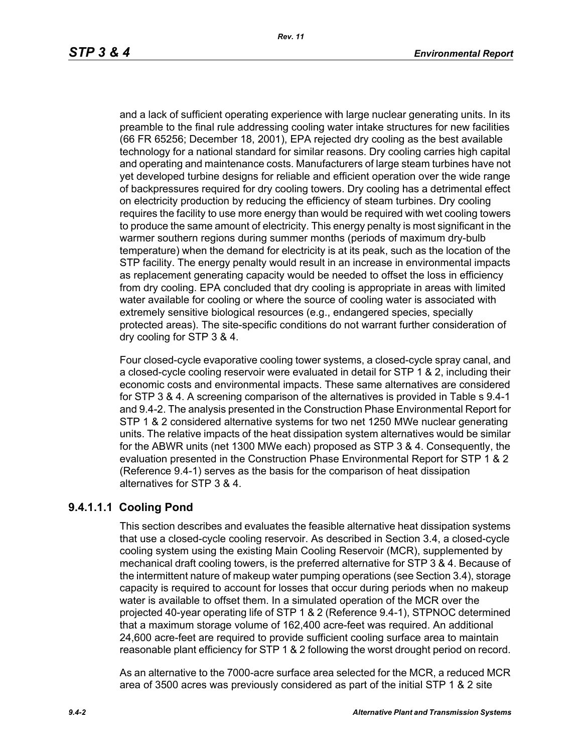and a lack of sufficient operating experience with large nuclear generating units. In its preamble to the final rule addressing cooling water intake structures for new facilities (66 FR 65256; December 18, 2001), EPA rejected dry cooling as the best available technology for a national standard for similar reasons. Dry cooling carries high capital and operating and maintenance costs. Manufacturers of large steam turbines have not yet developed turbine designs for reliable and efficient operation over the wide range of backpressures required for dry cooling towers. Dry cooling has a detrimental effect on electricity production by reducing the efficiency of steam turbines. Dry cooling requires the facility to use more energy than would be required with wet cooling towers to produce the same amount of electricity. This energy penalty is most significant in the warmer southern regions during summer months (periods of maximum dry-bulb temperature) when the demand for electricity is at its peak, such as the location of the STP facility. The energy penalty would result in an increase in environmental impacts as replacement generating capacity would be needed to offset the loss in efficiency from dry cooling. EPA concluded that dry cooling is appropriate in areas with limited water available for cooling or where the source of cooling water is associated with extremely sensitive biological resources (e.g., endangered species, specially protected areas). The site-specific conditions do not warrant further consideration of dry cooling for STP 3 & 4.

Four closed-cycle evaporative cooling tower systems, a closed-cycle spray canal, and a closed-cycle cooling reservoir were evaluated in detail for STP 1 & 2, including their economic costs and environmental impacts. These same alternatives are considered for STP 3 & 4. A screening comparison of the alternatives is provided in Table s 9.4-1 and 9.4-2. The analysis presented in the Construction Phase Environmental Report for STP 1 & 2 considered alternative systems for two net 1250 MWe nuclear generating units. The relative impacts of the heat dissipation system alternatives would be similar for the ABWR units (net 1300 MWe each) proposed as STP 3 & 4. Consequently, the evaluation presented in the Construction Phase Environmental Report for STP 1 & 2 (Reference 9.4-1) serves as the basis for the comparison of heat dissipation alternatives for STP 3 & 4.

#### 9.4.1.1.1 Cooling Pond

This section describes and evaluates the feasible alternative heat dissipation systems that use a closed-cycle cooling reservoir. As described in Section 3.4, a closed-cycle cooling system using the existing Main Cooling Reservoir (MCR), supplemented by mechanical draft cooling towers, is the preferred alternative for STP 3 & 4. Because of the intermittent nature of makeup water pumping operations (see Section 3.4), storage capacity is required to account for losses that occur during periods when no makeup water is available to offset them. In a simulated operation of the MCR over the projected 40-year operating life of STP 1 & 2 (Reference 9.4-1), STPNOC determined that a maximum storage volume of 162,400 acre-feet was required. An additional 24,600 acre-feet are required to provide sufficient cooling surface area to maintain reasonable plant efficiency for STP 1 & 2 following the worst drought period on record.

As an alternative to the 7000-acre surface area selected for the MCR, a reduced MCR area of 3500 acres was previously considered as part of the initial STP 1 & 2 site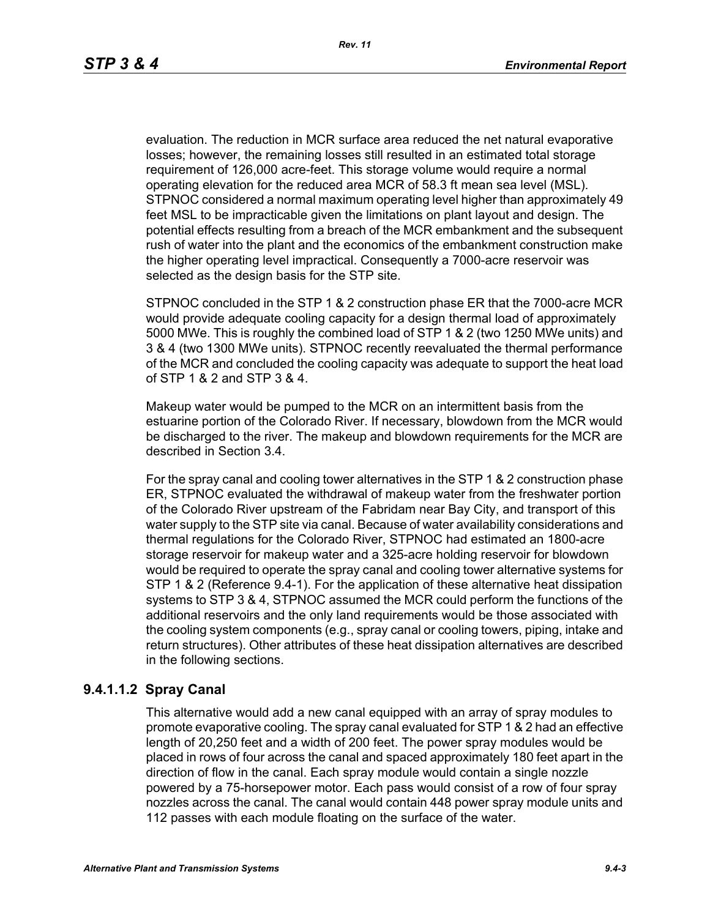evaluation. The reduction in MCR surface area reduced the net natural evaporative losses; however, the remaining losses still resulted in an estimated total storage requirement of 126,000 acre-feet. This storage volume would require a normal operating elevation for the reduced area MCR of 58.3 ft mean sea level (MSL). STPNOC considered a normal maximum operating level higher than approximately 49 feet MSL to be impracticable given the limitations on plant layout and design. The potential effects resulting from a breach of the MCR embankment and the subsequent rush of water into the plant and the economics of the embankment construction make the higher operating level impractical. Consequently a 7000-acre reservoir was selected as the design basis for the STP site.

STPNOC concluded in the STP 1 & 2 construction phase ER that the 7000-acre MCR would provide adequate cooling capacity for a design thermal load of approximately 5000 MWe. This is roughly the combined load of STP 1 & 2 (two 1250 MWe units) and 3 & 4 (two 1300 MWe units). STPNOC recently reevaluated the thermal performance of the MCR and concluded the cooling capacity was adequate to support the heat load of STP 1 & 2 and STP 3 & 4.

Makeup water would be pumped to the MCR on an intermittent basis from the estuarine portion of the Colorado River. If necessary, blowdown from the MCR would be discharged to the river. The makeup and blowdown requirements for the MCR are described in Section 3.4.

For the spray canal and cooling tower alternatives in the STP 1 & 2 construction phase ER, STPNOC evaluated the withdrawal of makeup water from the freshwater portion of the Colorado River upstream of the Fabridam near Bay City, and transport of this water supply to the STP site via canal. Because of water availability considerations and thermal regulations for the Colorado River, STPNOC had estimated an 1800-acre storage reservoir for makeup water and a 325-acre holding reservoir for blowdown would be required to operate the spray canal and cooling tower alternative systems for STP 1 & 2 (Reference 9.4-1). For the application of these alternative heat dissipation systems to STP 3 & 4, STPNOC assumed the MCR could perform the functions of the additional reservoirs and the only land requirements would be those associated with the cooling system components (e.g., spray canal or cooling towers, piping, intake and return structures). Other attributes of these heat dissipation alternatives are described in the following sections.

#### 9.4.1.1.2 Spray Canal

This alternative would add a new canal equipped with an array of spray modules to promote evaporative cooling. The spray canal evaluated for STP 1 & 2 had an effective length of 20,250 feet and a width of 200 feet. The power spray modules would be placed in rows of four across the canal and spaced approximately 180 feet apart in the direction of flow in the canal. Each spray module would contain a single nozzle powered by a 75-horsepower motor. Each pass would consist of a row of four spray nozzles across the canal. The canal would contain 448 power spray module units and 112 passes with each module floating on the surface of the water.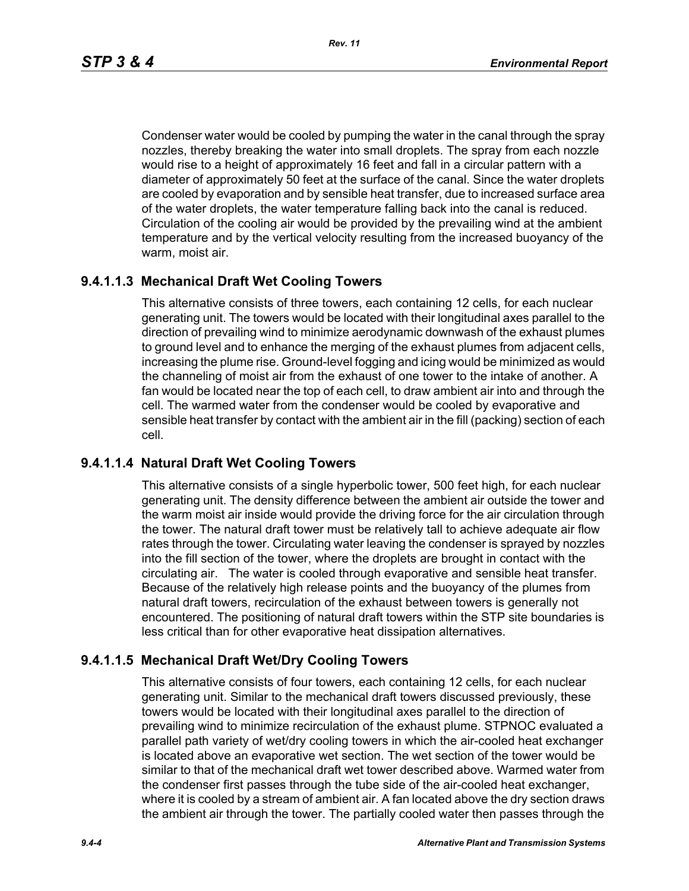Condenser water would be cooled by pumping the water in the canal through the spray nozzles, thereby breaking the water into small droplets. The spray from each nozzle would rise to a height of approximately 16 feet and fall in a circular pattern with a diameter of approximately 50 feet at the surface of the canal. Since the water droplets are cooled by evaporation and by sensible heat transfer, due to increased surface area of the water droplets, the water temperature falling back into the canal is reduced. Circulation of the cooling air would be provided by the prevailing wind at the ambient temperature and by the vertical velocity resulting from the increased buoyancy of the warm, moist air.

### 9.4.1.1.3 Mechanical Draft Wet Cooling Towers

This alternative consists of three towers, each containing 12 cells, for each nuclear generating unit. The towers would be located with their longitudinal axes parallel to the direction of prevailing wind to minimize aerodynamic downwash of the exhaust plumes to ground level and to enhance the merging of the exhaust plumes from adjacent cells, increasing the plume rise. Ground-level fogging and icing would be minimized as would the channeling of moist air from the exhaust of one tower to the intake of another. A fan would be located near the top of each cell, to draw ambient air into and through the cell. The warmed water from the condenser would be cooled by evaporative and sensible heat transfer by contact with the ambient air in the fill (packing) section of each cell.

### 9.4.1.1.4 Natural Draft Wet Cooling Towers

This alternative consists of a single hyperbolic tower, 500 feet high, for each nuclear generating unit. The density difference between the ambient air outside the tower and the warm moist air inside would provide the driving force for the air circulation through the tower. The natural draft tower must be relatively tall to achieve adequate air flow rates through the tower. Circulating water leaving the condenser is sprayed by nozzles into the fill section of the tower, where the droplets are brought in contact with the circulating air. The water is cooled through evaporative and sensible heat transfer. Because of the relatively high release points and the buoyancy of the plumes from natural draft towers, recirculation of the exhaust between towers is generally not encountered. The positioning of natural draft towers within the STP site boundaries is less critical than for other evaporative heat dissipation alternatives.

### 9.4.1.1.5 Mechanical Draft Wet/Dry Cooling Towers

This alternative consists of four towers, each containing 12 cells, for each nuclear generating unit. Similar to the mechanical draft towers discussed previously, these towers would be located with their longitudinal axes parallel to the direction of prevailing wind to minimize recirculation of the exhaust plume. STPNOC evaluated a parallel path variety of wet/dry cooling towers in which the air-cooled heat exchanger is located above an evaporative wet section. The wet section of the tower would be similar to that of the mechanical draft wet tower described above. Warmed water from the condenser first passes through the tube side of the air-cooled heat exchanger, where it is cooled by a stream of ambient air. A fan located above the dry section draws the ambient air through the tower. The partially cooled water then passes through the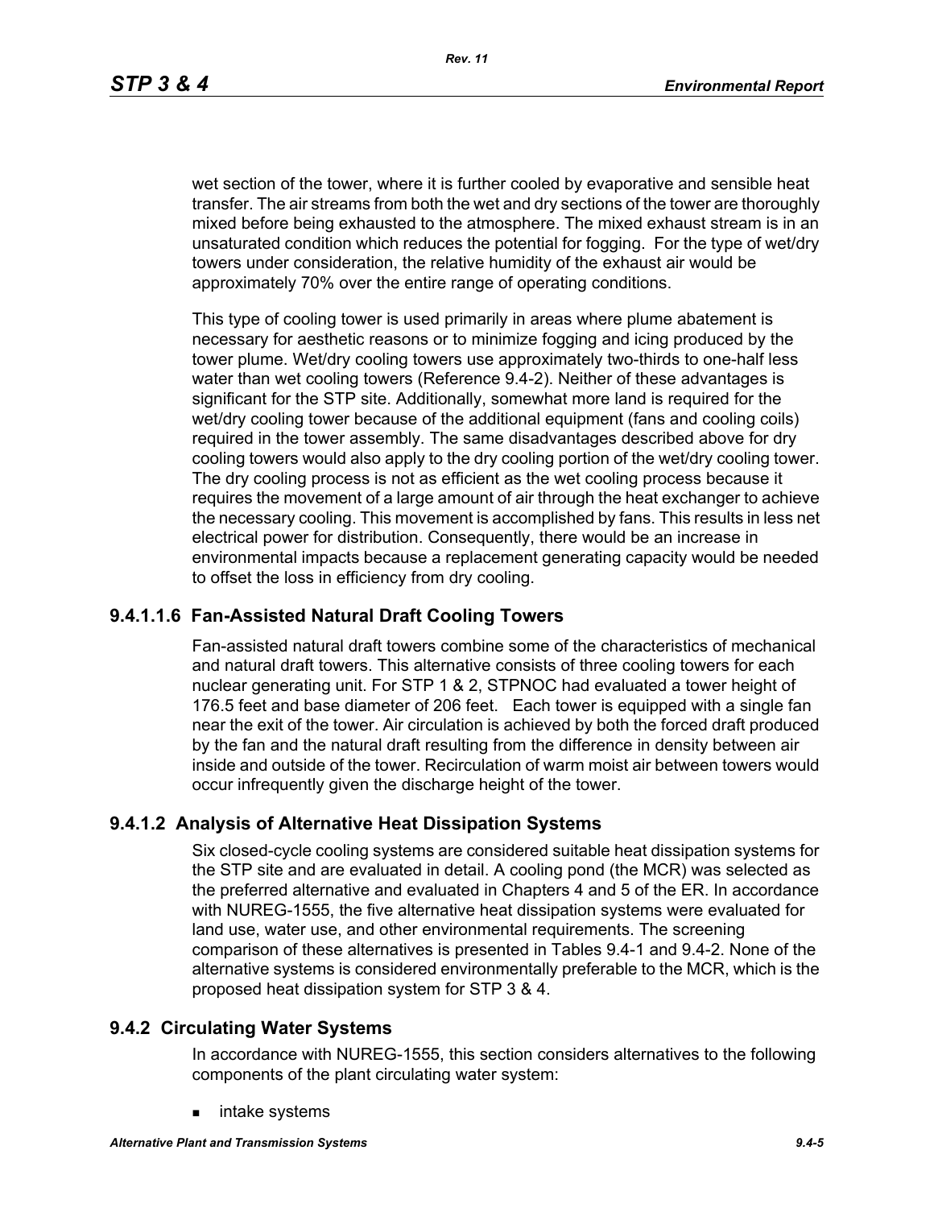wet section of the tower, where it is further cooled by evaporative and sensible heat transfer. The air streams from both the wet and dry sections of the tower are thoroughly mixed before being exhausted to the atmosphere. The mixed exhaust stream is in an unsaturated condition which reduces the potential for fogging. For the type of wet/dry towers under consideration, the relative humidity of the exhaust air would be approximately 70% over the entire range of operating conditions.

This type of cooling tower is used primarily in areas where plume abatement is necessary for aesthetic reasons or to minimize fogging and icing produced by the tower plume. Wet/dry cooling towers use approximately two-thirds to one-half less water than wet cooling towers (Reference 9.4-2). Neither of these advantages is significant for the STP site. Additionally, somewhat more land is required for the wet/dry cooling tower because of the additional equipment (fans and cooling coils) required in the tower assembly. The same disadvantages described above for dry cooling towers would also apply to the dry cooling portion of the wet/dry cooling tower. The dry cooling process is not as efficient as the wet cooling process because it requires the movement of a large amount of air through the heat exchanger to achieve the necessary cooling. This movement is accomplished by fans. This results in less net electrical power for distribution. Consequently, there would be an increase in environmental impacts because a replacement generating capacity would be needed to offset the loss in efficiency from dry cooling.

### 9.4.1.1.6 Fan-Assisted Natural Draft Cooling Towers

Fan-assisted natural draft towers combine some of the characteristics of mechanical and natural draft towers. This alternative consists of three cooling towers for each nuclear generating unit. For STP 1 & 2, STPNOC had evaluated a tower height of 176.5 feet and base diameter of 206 feet. Each tower is equipped with a single fan near the exit of the tower. Air circulation is achieved by both the forced draft produced by the fan and the natural draft resulting from the difference in density between air inside and outside of the tower. Recirculation of warm moist air between towers would occur infrequently given the discharge height of the tower.

## 9.4.1.2 Analysis of Alternative Heat Dissipation Systems

Six closed-cycle cooling systems are considered suitable heat dissipation systems for the STP site and are evaluated in detail. A cooling pond (the MCR) was selected as the preferred alternative and evaluated in Chapters 4 and 5 of the ER. In accordance with NUREG-1555, the five alternative heat dissipation systems were evaluated for land use, water use, and other environmental requirements. The screening comparison of these alternatives is presented in Tables 9.4-1 and 9.4-2. None of the alternative systems is considered environmentally preferable to the MCR, which is the proposed heat dissipation system for STP 3 & 4.

## 9.4.2 Circulating Water Systems

In accordance with NUREG-1555, this section considers alternatives to the following components of the plant circulating water system:

- intake systems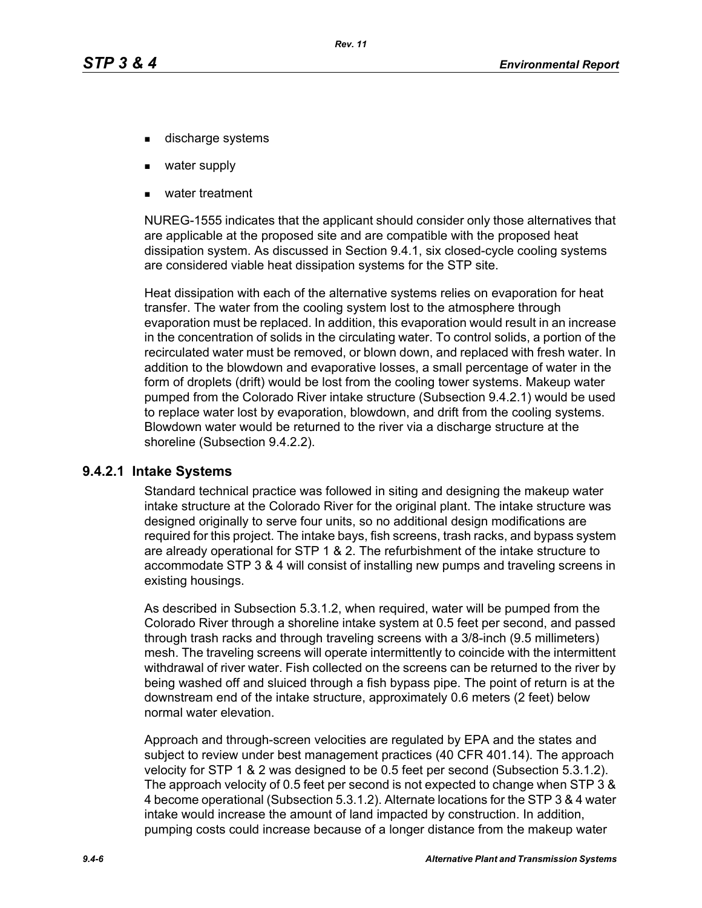- discharge systems
- water supply
- water treatment

NUREG-1555 indicates that the applicant should consider only those alternatives that are applicable at the proposed site and are compatible with the proposed heat dissipation system. As discussed in Section 9.4.1, six closed-cycle cooling systems are considered viable heat dissipation systems for the STP site.

Heat dissipation with each of the alternative systems relies on evaporation for heat transfer. The water from the cooling system lost to the atmosphere through evaporation must be replaced. In addition, this evaporation would result in an increase in the concentration of solids in the circulating water. To control solids, a portion of the recirculated water must be removed, or blown down, and replaced with fresh water. In addition to the blowdown and evaporative losses, a small percentage of water in the form of droplets (drift) would be lost from the cooling tower systems. Makeup water pumped from the Colorado River intake structure (Subsection 9.4.2.1) would be used to replace water lost by evaporation, blowdown, and drift from the cooling systems. Blowdown water would be returned to the river via a discharge structure at the shoreline (Subsection 9.4.2.2).

### 9.4.2.1 Intake Systems

Standard technical practice was followed in siting and designing the makeup water intake structure at the Colorado River for the original plant. The intake structure was designed originally to serve four units, so no additional design modifications are required for this project. The intake bays, fish screens, trash racks, and bypass system are already operational for STP 1 & 2. The refurbishment of the intake structure to accommodate STP 3 & 4 will consist of installing new pumps and traveling screens in existing housings.

As described in Subsection 5.3.1.2, when required, water will be pumped from the Colorado River through a shoreline intake system at 0.5 feet per second, and passed through trash racks and through traveling screens with a 3/8-inch (9.5 millimeters) mesh. The traveling screens will operate intermittently to coincide with the intermittent withdrawal of river water. Fish collected on the screens can be returned to the river by being washed off and sluiced through a fish bypass pipe. The point of return is at the downstream end of the intake structure, approximately 0.6 meters (2 feet) below normal water elevation.

Approach and through-screen velocities are regulated by EPA and the states and subject to review under best management practices (40 CFR 401.14). The approach velocity for STP 1 & 2 was designed to be 0.5 feet per second (Subsection 5.3.1.2). The approach velocity of 0.5 feet per second is not expected to change when STP 3 & 4 become operational (Subsection 5.3.1.2). Alternate locations for the STP 3 & 4 water intake would increase the amount of land impacted by construction. In addition, pumping costs could increase because of a longer distance from the makeup water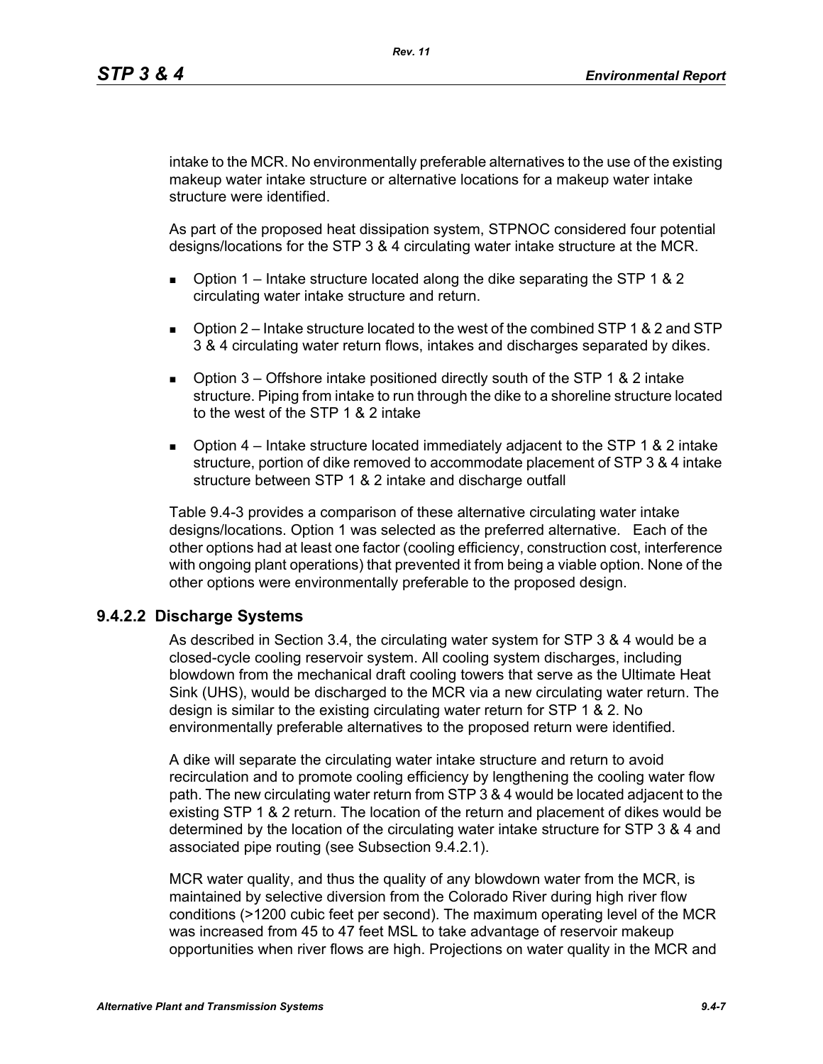intake to the MCR. No environmentally preferable alternatives to the use of the existing makeup water intake structure or alternative locations for a makeup water intake structure were identified.

As part of the proposed heat dissipation system, STPNOC considered four potential designs/locations for the STP 3 & 4 circulating water intake structure at the MCR.

- Option 1 – Intake structure located along the dike separating the STP 1 & 2 circulating water intake structure and return.
- Option 2 – Intake structure located to the west of the combined STP 1 & 2 and STP 3 & 4 circulating water return flows, intakes and discharges separated by dikes.
- Option 3 – Offshore intake positioned directly south of the STP 1 & 2 intake structure. Piping from intake to run through the dike to a shoreline structure located to the west of the STP 1 & 2 intake
- Option 4 – Intake structure located immediately adjacent to the STP 1 & 2 intake structure, portion of dike removed to accommodate placement of STP 3 & 4 intake structure between STP 1 & 2 intake and discharge outfall

Table 9.4-3 provides a comparison of these alternative circulating water intake designs/locations. Option 1 was selected as the preferred alternative. Each of the other options had at least one factor (cooling efficiency, construction cost, interference with ongoing plant operations) that prevented it from being a viable option. None of the other options were environmentally preferable to the proposed design.

### 9.4.2.2 Discharge Systems

As described in Section 3.4, the circulating water system for STP 3 & 4 would be a closed-cycle cooling reservoir system. All cooling system discharges, including blowdown from the mechanical draft cooling towers that serve as the Ultimate Heat Sink (UHS), would be discharged to the MCR via a new circulating water return. The design is similar to the existing circulating water return for STP 1 & 2. No environmentally preferable alternatives to the proposed return were identified.

A dike will separate the circulating water intake structure and return to avoid recirculation and to promote cooling efficiency by lengthening the cooling water flow path. The new circulating water return from STP 3 & 4 would be located adjacent to the existing STP 1 & 2 return. The location of the return and placement of dikes would be determined by the location of the circulating water intake structure for STP 3 & 4 and associated pipe routing (see Subsection 9.4.2.1).

MCR water quality, and thus the quality of any blowdown water from the MCR, is maintained by selective diversion from the Colorado River during high river flow conditions (>1200 cubic feet per second). The maximum operating level of the MCR was increased from 45 to 47 feet MSL to take advantage of reservoir makeup opportunities when river flows are high. Projections on water quality in the MCR and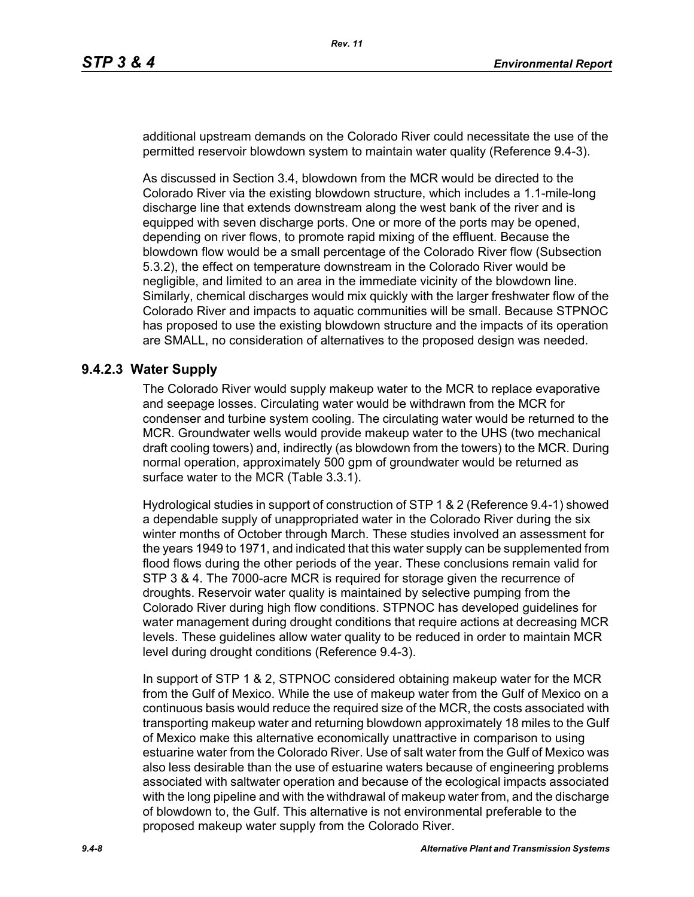additional upstream demands on the Colorado River could necessitate the use of the permitted reservoir blowdown system to maintain water quality (Reference 9.4-3).

As discussed in Section 3.4, blowdown from the MCR would be directed to the Colorado River via the existing blowdown structure, which includes a 1.1-mile-long discharge line that extends downstream along the west bank of the river and is equipped with seven discharge ports. One or more of the ports may be opened, depending on river flows, to promote rapid mixing of the effluent. Because the blowdown flow would be a small percentage of the Colorado River flow (Subsection 5.3.2), the effect on temperature downstream in the Colorado River would be negligible, and limited to an area in the immediate vicinity of the blowdown line. Similarly, chemical discharges would mix quickly with the larger freshwater flow of the Colorado River and impacts to aquatic communities will be small. Because STPNOC has proposed to use the existing blowdown structure and the impacts of its operation are SMALL, no consideration of alternatives to the proposed design was needed.

### 9.4.2.3 Water Supply

The Colorado River would supply makeup water to the MCR to replace evaporative and seepage losses. Circulating water would be withdrawn from the MCR for condenser and turbine system cooling. The circulating water would be returned to the MCR. Groundwater wells would provide makeup water to the UHS (two mechanical draft cooling towers) and, indirectly (as blowdown from the towers) to the MCR. During normal operation, approximately 500 gpm of groundwater would be returned as surface water to the MCR (Table 3.3.1).

Hydrological studies in support of construction of STP 1 & 2 (Reference 9.4-1) showed a dependable supply of unappropriated water in the Colorado River during the six winter months of October through March. These studies involved an assessment for the years 1949 to 1971, and indicated that this water supply can be supplemented from flood flows during the other periods of the year. These conclusions remain valid for STP 3 & 4. The 7000-acre MCR is required for storage given the recurrence of droughts. Reservoir water quality is maintained by selective pumping from the Colorado River during high flow conditions. STPNOC has developed guidelines for water management during drought conditions that require actions at decreasing MCR levels. These guidelines allow water quality to be reduced in order to maintain MCR level during drought conditions (Reference 9.4-3).

In support of STP 1 & 2, STPNOC considered obtaining makeup water for the MCR from the Gulf of Mexico. While the use of makeup water from the Gulf of Mexico on a continuous basis would reduce the required size of the MCR, the costs associated with transporting makeup water and returning blowdown approximately 18 miles to the Gulf of Mexico make this alternative economically unattractive in comparison to using estuarine water from the Colorado River. Use of salt water from the Gulf of Mexico was also less desirable than the use of estuarine waters because of engineering problems associated with saltwater operation and because of the ecological impacts associated with the long pipeline and with the withdrawal of makeup water from, and the discharge of blowdown to, the Gulf. This alternative is not environmental preferable to the proposed makeup water supply from the Colorado River.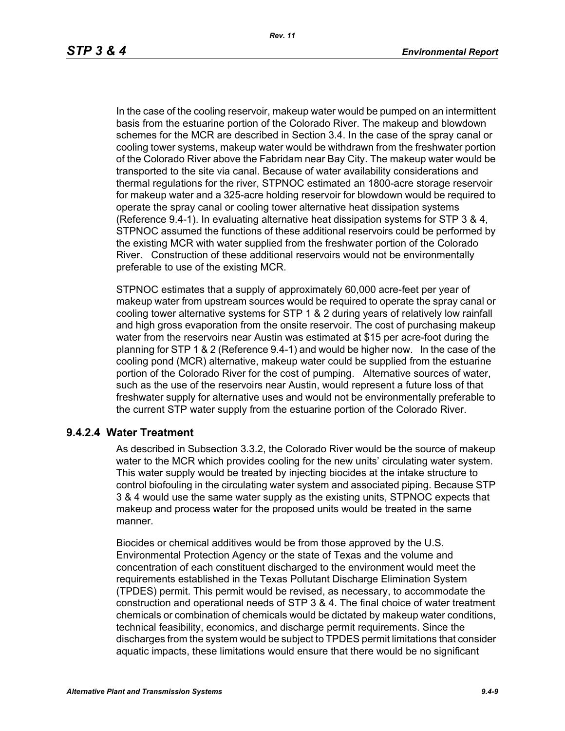In the case of the cooling reservoir, makeup water would be pumped on an intermittent basis from the estuarine portion of the Colorado River. The makeup and blowdown schemes for the MCR are described in Section 3.4. In the case of the spray canal or cooling tower systems, makeup water would be withdrawn from the freshwater portion of the Colorado River above the Fabridam near Bay City. The makeup water would be transported to the site via canal. Because of water availability considerations and thermal regulations for the river, STPNOC estimated an 1800-acre storage reservoir for makeup water and a 325-acre holding reservoir for blowdown would be required to operate the spray canal or cooling tower alternative heat dissipation systems (Reference 9.4-1). In evaluating alternative heat dissipation systems for STP 3 & 4, STPNOC assumed the functions of these additional reservoirs could be performed by the existing MCR with water supplied from the freshwater portion of the Colorado River. Construction of these additional reservoirs would not be environmentally preferable to use of the existing MCR.

STPNOC estimates that a supply of approximately 60,000 acre-feet per year of makeup water from upstream sources would be required to operate the spray canal or cooling tower alternative systems for STP 1 & 2 during years of relatively low rainfall and high gross evaporation from the onsite reservoir. The cost of purchasing makeup water from the reservoirs near Austin was estimated at $15 per acre-foot during the planning for STP 1 & 2 (Reference 9.4-1) and would be higher now. In the case of the cooling pond (MCR) alternative, makeup water could be supplied from the estuarine portion of the Colorado River for the cost of pumping. Alternative sources of water, such as the use of the reservoirs near Austin, would represent a future loss of that freshwater supply for alternative uses and would not be environmentally preferable to the current STP water supply from the estuarine portion of the Colorado River.

### 9.4.2.4 Water Treatment

As described in Subsection 3.3.2, the Colorado River would be the source of makeup water to the MCR which provides cooling for the new units' circulating water system. This water supply would be treated by injecting biocides at the intake structure to control biofouling in the circulating water system and associated piping. Because STP 3 & 4 would use the same water supply as the existing units, STPNOC expects that makeup and process water for the proposed units would be treated in the same manner.

Biocides or chemical additives would be from those approved by the U.S. Environmental Protection Agency or the state of Texas and the volume and concentration of each constituent discharged to the environment would meet the requirements established in the Texas Pollutant Discharge Elimination System (TPDES) permit. This permit would be revised, as necessary, to accommodate the construction and operational needs of STP 3 & 4. The final choice of water treatment chemicals or combination of chemicals would be dictated by makeup water conditions, technical feasibility, economics, and discharge permit requirements. Since the discharges from the system would be subject to TPDES permit limitations that consider aquatic impacts, these limitations would ensure that there would be no significant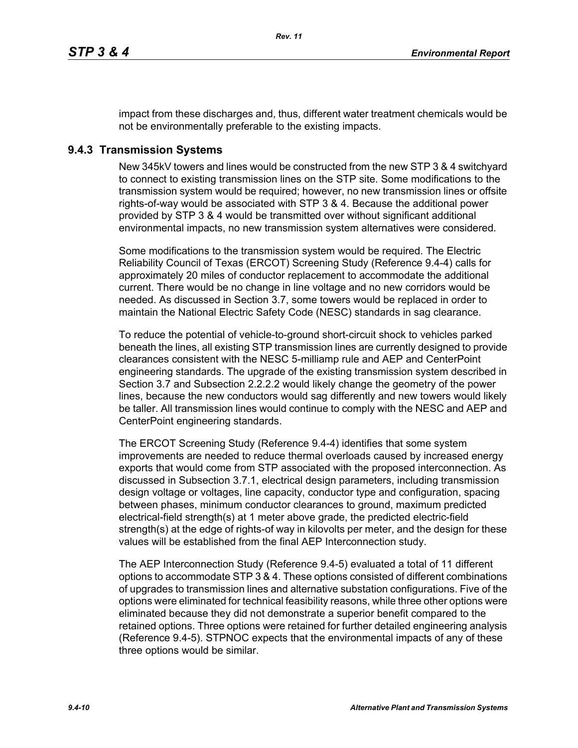impact from these discharges and, thus, different water treatment chemicals would be not be environmentally preferable to the existing impacts.

### 9.4.3 Transmission Systems

New 345kV towers and lines would be constructed from the new STP 3 & 4 switchyard to connect to existing transmission lines on the STP site. Some modifications to the transmission system would be required; however, no new transmission lines or offsite rights-of-way would be associated with STP 3 & 4. Because the additional power provided by STP 3 & 4 would be transmitted over without significant additional environmental impacts, no new transmission system alternatives were considered.

Some modifications to the transmission system would be required. The Electric Reliability Council of Texas (ERCOT) Screening Study (Reference 9.4-4) calls for approximately 20 miles of conductor replacement to accommodate the additional current. There would be no change in line voltage and no new corridors would be needed. As discussed in Section 3.7, some towers would be replaced in order to maintain the National Electric Safety Code (NESC) standards in sag clearance.

To reduce the potential of vehicle-to-ground short-circuit shock to vehicles parked beneath the lines, all existing STP transmission lines are currently designed to provide clearances consistent with the NESC 5-milliamp rule and AEP and CenterPoint engineering standards. The upgrade of the existing transmission system described in Section 3.7 and Subsection 2.2.2.2 would likely change the geometry of the power lines, because the new conductors would sag differently and new towers would likely be taller. All transmission lines would continue to comply with the NESC and AEP and CenterPoint engineering standards.

The ERCOT Screening Study (Reference 9.4-4) identifies that some system improvements are needed to reduce thermal overloads caused by increased energy exports that would come from STP associated with the proposed interconnection. As discussed in Subsection 3.7.1, electrical design parameters, including transmission design voltage or voltages, line capacity, conductor type and configuration, spacing between phases, minimum conductor clearances to ground, maximum predicted electrical-field strength(s) at 1 meter above grade, the predicted electric-field strength(s) at the edge of rights-of way in kilovolts per meter, and the design for these values will be established from the final AEP Interconnection study.

The AEP Interconnection Study (Reference 9.4-5) evaluated a total of 11 different options to accommodate STP 3 & 4. These options consisted of different combinations of upgrades to transmission lines and alternative substation configurations. Five of the options were eliminated for technical feasibility reasons, while three other options were eliminated because they did not demonstrate a superior benefit compared to the retained options. Three options were retained for further detailed engineering analysis (Reference 9.4-5). STPNOC expects that the environmental impacts of any of these three options would be similar.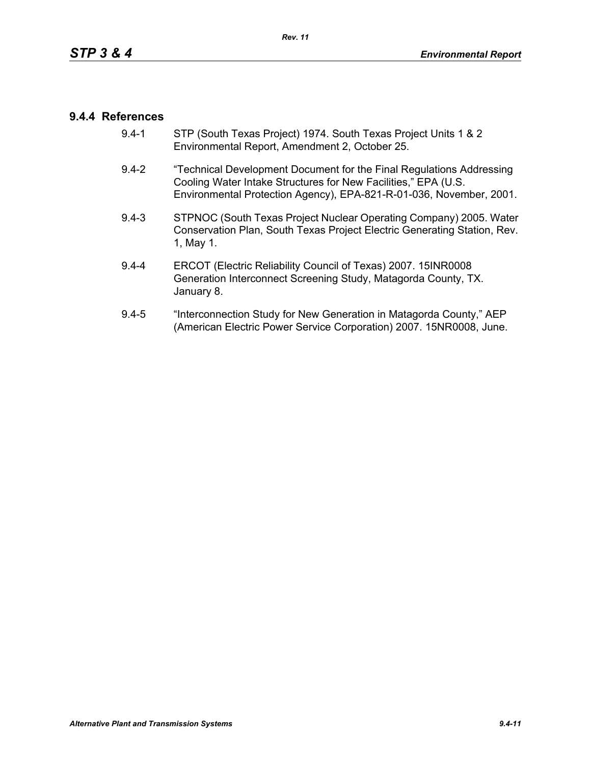### 9.4.4 References

9.4-1 STP (South Texas Project) 1974. South Texas Project Units 1 & 2 Environmental Report, Amendment 2, October 25.

9.4-2 "Technical Development Document for the Final Regulations Addressing Cooling Water Intake Structures for New Facilities," EPA (U.S. Environmental Protection Agency), EPA-821-R-01-036, November, 2001.

9.4-3 STPNOC (South Texas Project Nuclear Operating Company) 2005. Water Conservation Plan, South Texas Project Electric Generating Station, Rev. 1, May 1.

9.4-4 ERCOT (Electric Reliability Council of Texas) 2007. 15INR0008 Generation Interconnect Screening Study, Matagorda County, TX. January 8.

9.4-5 "Interconnection Study for New Generation in Matagorda County," AEP (American Electric Power Service Corporation) 2007. 15NR0008, June.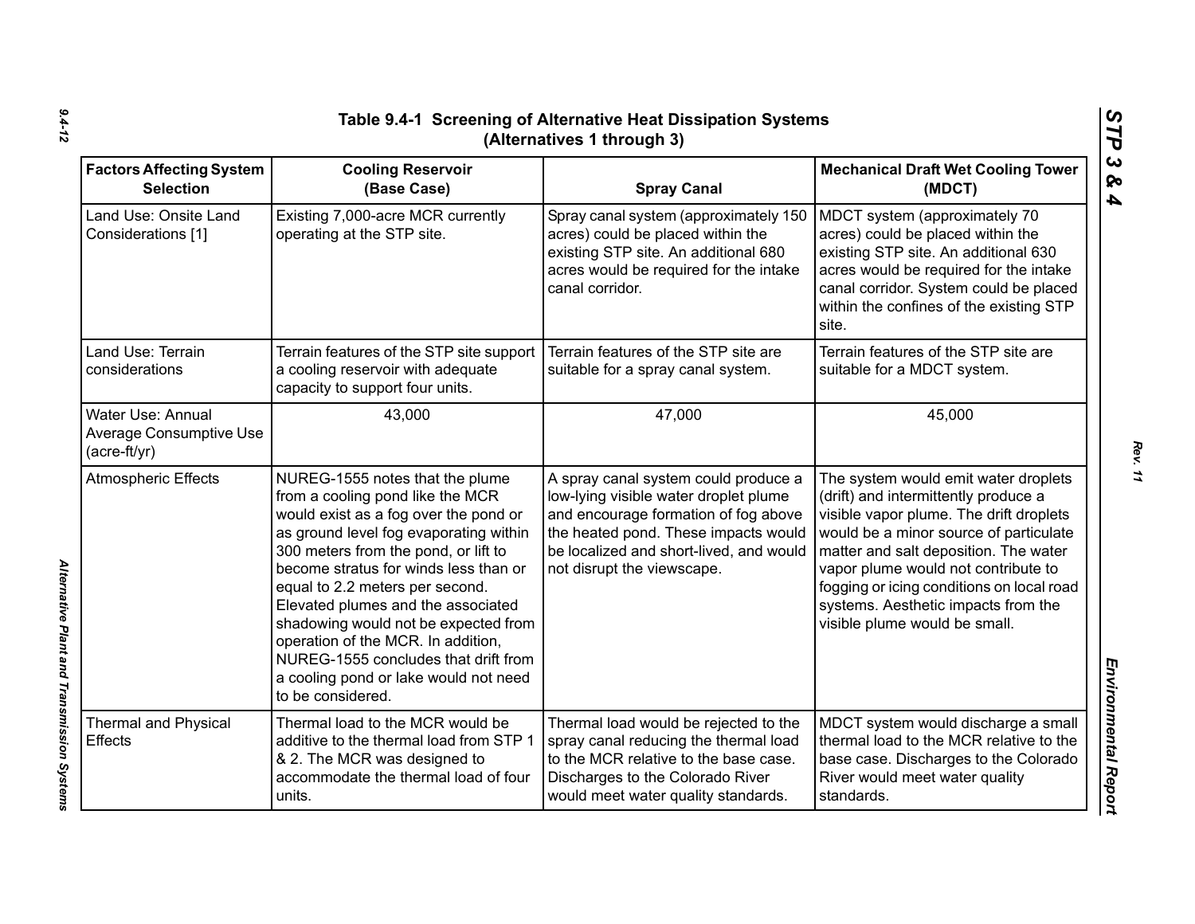## Table 9.4-1 Screening of Alternative Heat Dissipation Systems (Alternatives 1 through 3)

| Factors Affecting System Selection | Cooling Reservoir (Base Case) | Spray Canal | Mechanical Draft Wet Cooling Tower (MDCT) |
|---|---|---|---|
| Land Use: Onsite Land Considerations [1] | Existing 7,000-acre MCR currently operating at the STP site. | Spray canal system (approximately 150 acres) could be placed within the existing STP site. An additional 680 acres would be required for the intake canal corridor. | MDCT system (approximately 70 acres) could be placed within the existing STP site. An additional 630 acres would be required for the intake canal corridor. System could be placed within the confines of the existing STP site. |
| Land Use: Terrain considerations | Terrain features of the STP site support a cooling reservoir with adequate capacity to support four units. | Terrain features of the STP site are suitable for a spray canal system. | Terrain features of the STP site are suitable for a MDCT system. |
| Water Use: Annual Average Consumptive Use (acre-ft/yr) | 43,000 | 47,000 | 45,000 |
| Atmospheric Effects | NUREG-1555 notes that the plume from a cooling pond like the MCR would exist as a fog over the pond or as ground level fog evaporating within 300 meters from the pond, or lift to become stratus for winds less than or equal to 2.2 meters per second. Elevated plumes and the associated shadowing would not be expected from operation of the MCR. In addition, NUREG-1555 concludes that drift from a cooling pond or lake would not need to be considered. | A spray canal system could produce a low-lying visible water droplet plume and encourage formation of fog above the heated pond. These impacts would be localized and short-lived, and would not disrupt the viewscape. | The system would emit water droplets (drift) and intermittently produce a visible vapor plume. The drift droplets would be a minor source of particulate matter and salt deposition. The water vapor plume would not contribute to fogging or icing conditions on local road systems. Aesthetic impacts from the visible plume would be small. |
| Thermal and Physical Effects | Thermal load to the MCR would be additive to the thermal load from STP 1 & 2. The MCR was designed to accommodate the thermal load of four units. | Thermal load would be rejected to the spray canal reducing the thermal load to the MCR relative to the base case. Discharges to the Colorado River would meet water quality standards. | MDCT system would discharge a small thermal load to the MCR relative to the base case. Discharges to the Colorado River would meet water quality standards. |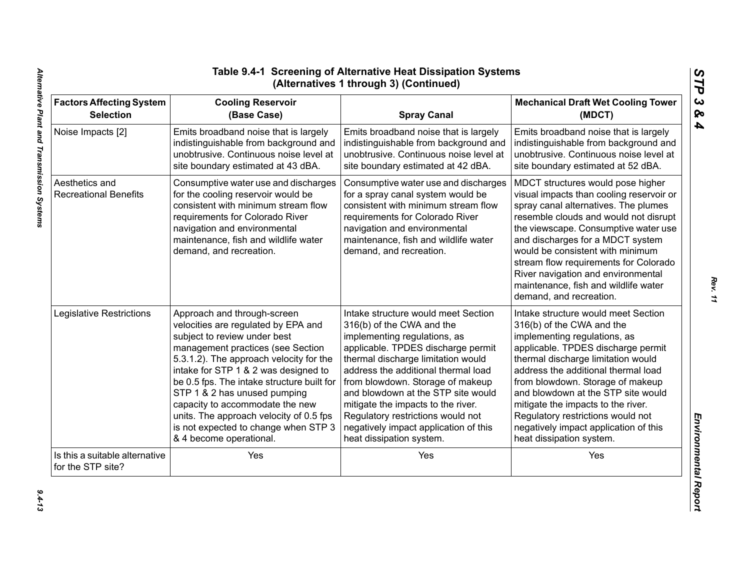## Table 9.4-1 Screening of Alternative Heat Dissipation Systems (Alternatives 1 through 3) (Continued)

| Factors Affecting System Selection | Cooling Reservoir (Base Case) | Spray Canal | Mechanical Draft Wet Cooling Tower (MDCT) |
|---|---|---|---|
| Noise Impacts [2] | Emits broadband noise that is largely indistinguishable from background and unobtrusive. Continuous noise level at site boundary estimated at 43 dBA. | Emits broadband noise that is largely indistinguishable from background and unobtrusive. Continuous noise level at site boundary estimated at 42 dBA. | Emits broadband noise that is largely indistinguishable from background and unobtrusive. Continuous noise level at site boundary estimated at 52 dBA. |
| Aesthetics and Recreational Benefits | Consumptive water use and discharges for the cooling reservoir would be consistent with minimum stream flow requirements for Colorado River navigation and environmental maintenance, fish and wildlife water demand, and recreation. | Consumptive water use and discharges for a spray canal system would be consistent with minimum stream flow requirements for Colorado River navigation and environmental maintenance, fish and wildlife water demand, and recreation. | MDCT structures would pose higher visual impacts than cooling reservoir or spray canal alternatives. The plumes resemble clouds and would not disrupt the viewscape. Consumptive water use and discharges for a MDCT system would be consistent with minimum stream flow requirements for Colorado River navigation and environmental maintenance, fish and wildlife water demand, and recreation. |
| Legislative Restrictions | Approach and through-screen velocities are regulated by EPA and subject to review under best management practices (see Section 5.3.1.2). The approach velocity for the intake for STP 1 & 2 was designed to be 0.5 fps. The intake structure built for STP 1 & 2 has unused pumping capacity to accommodate the new units. The approach velocity of 0.5 fps is not expected to change when STP 3 & 4 become operational. | Intake structure would meet Section 316(b) of the CWA and the implementing regulations, as applicable. TPDES discharge permit thermal discharge limitation would address the additional thermal load from blowdown. Storage of makeup and blowdown at the STP site would mitigate the impacts to the river. Regulatory restrictions would not negatively impact application of this heat dissipation system. | Intake structure would meet Section 316(b) of the CWA and the implementing regulations, as applicable. TPDES discharge permit thermal discharge limitation would address the additional thermal load from blowdown. Storage of makeup and blowdown at the STP site would mitigate the impacts to the river. Regulatory restrictions would not negatively impact application of this heat dissipation system. |
| Is this a suitable alternative for the STP site? | Yes | Yes | Yes |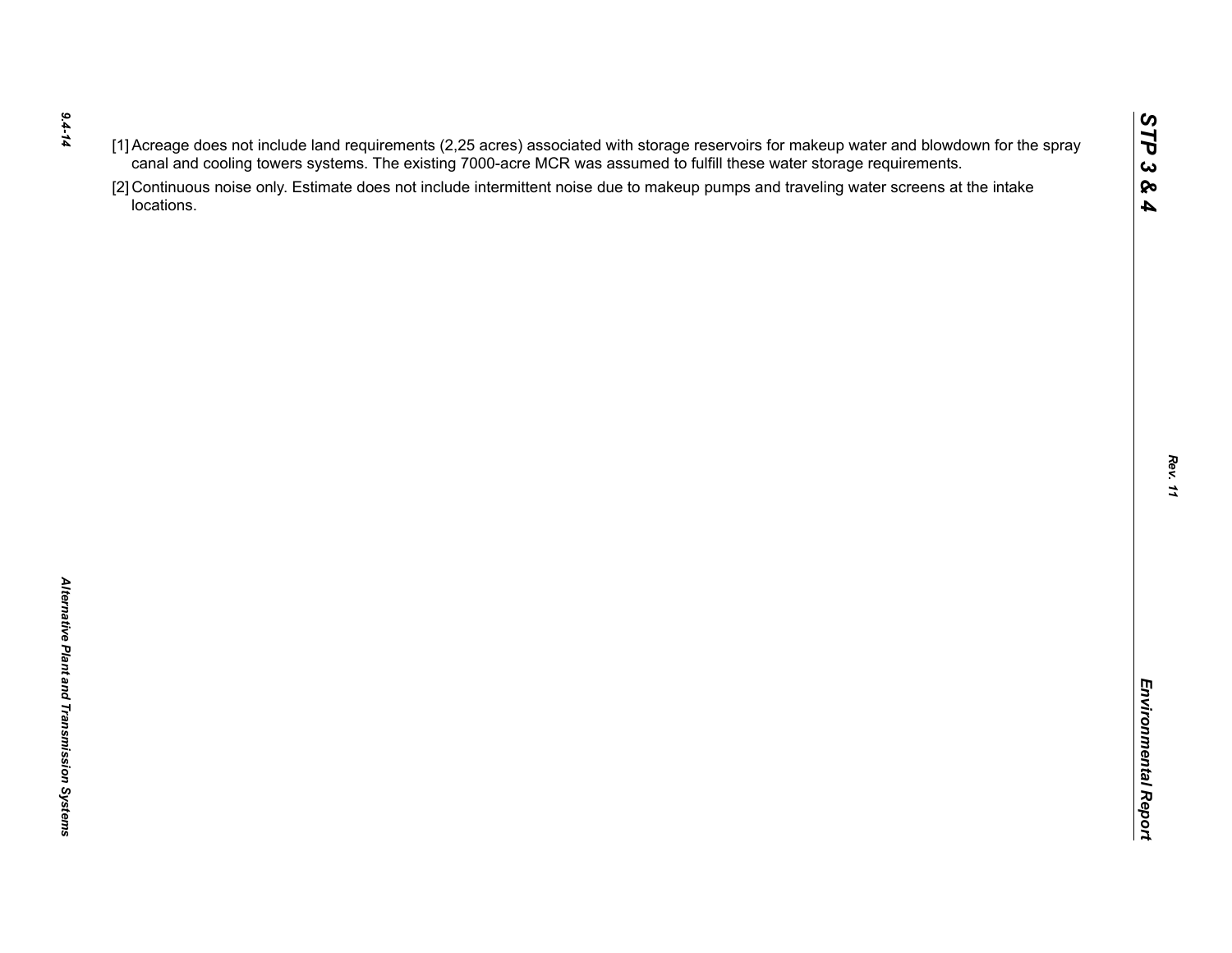[1] Acreage does not include land requirements (2,25 acres) associated with storage reservoirs for makeup water and blowdown for the spray canal and cooling towers systems. The existing 7000-acre MCR was assumed to fulfill these water storage requirements.

[2] Continuous noise only. Estimate does not include intermittent noise due to makeup pumps and traveling water screens at the intake locations.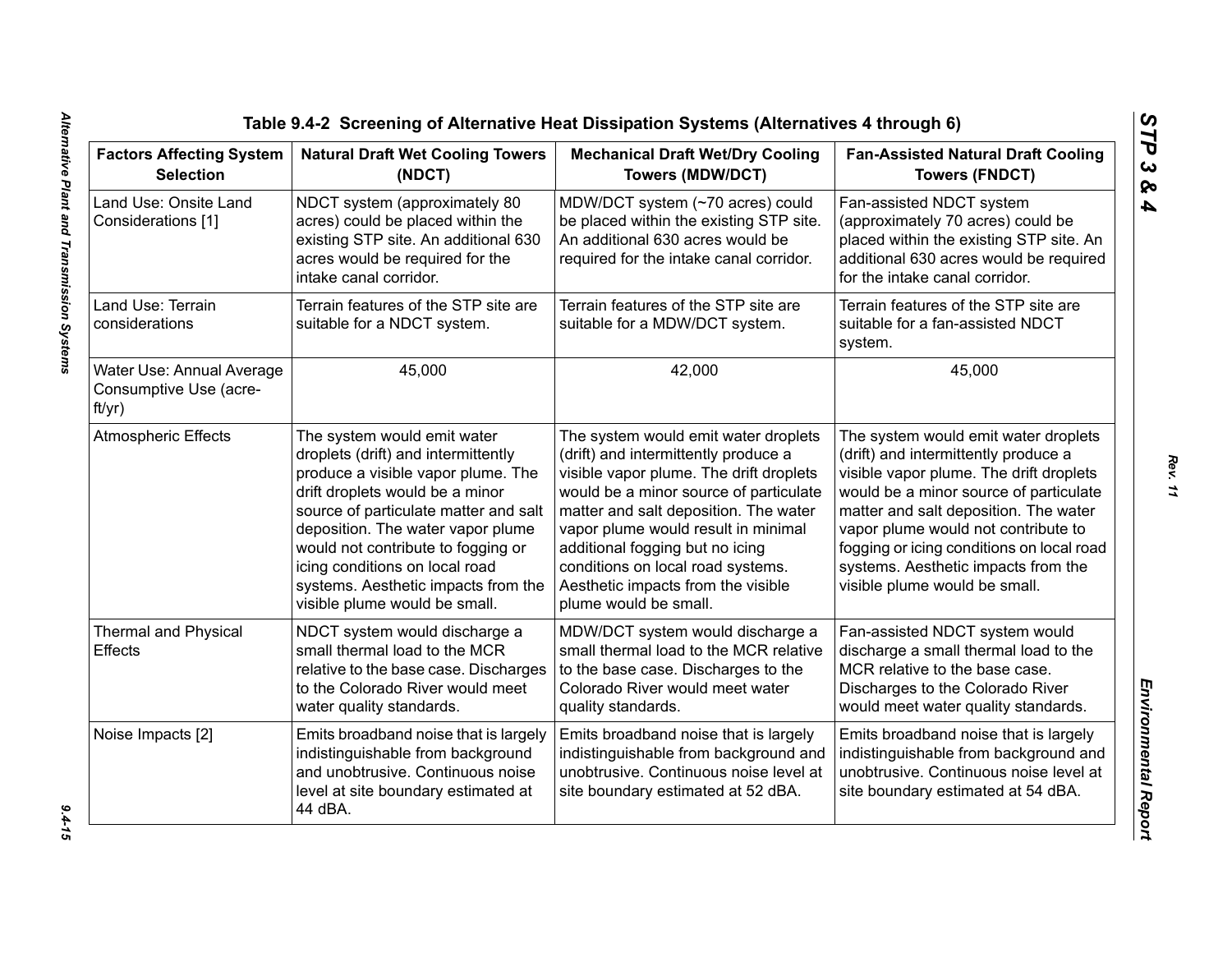**Table 9.4-2 Screening of Alternative Heat Dissipation Systems (Alternatives 4 through 6)**

| Factors Affecting System Selection | Natural Draft Wet Cooling Towers (NDCT) | Mechanical Draft Wet/Dry Cooling Towers (MDW/DCT) | Fan-Assisted Natural Draft Cooling Towers (FNDCT) |
|---|---|---|---|
| Land Use: Onsite Land Considerations [1] | NDCT system (approximately 80 acres) could be placed within the existing STP site. An additional 630 acres would be required for the intake canal corridor. | MDW/DCT system (~70 acres) could be placed within the existing STP site. An additional 630 acres would be required for the intake canal corridor. | Fan-assisted NDCT system (approximately 70 acres) could be placed within the existing STP site. An additional 630 acres would be required for the intake canal corridor. |
| Land Use: Terrain considerations | Terrain features of the STP site are suitable for a NDCT system. | Terrain features of the STP site are suitable for a MDW/DCT system. | Terrain features of the STP site are suitable for a fan-assisted NDCT system. |
| Water Use: Annual Average Consumptive Use (acre-ft/yr) | 45,000 | 42,000 | 45,000 |
| Atmospheric Effects | The system would emit water droplets (drift) and intermittently produce a visible vapor plume. The drift droplets would be a minor source of particulate matter and salt deposition. The water vapor plume would not contribute to fogging or icing conditions on local road systems. Aesthetic impacts from the visible plume would be small. | The system would emit water droplets (drift) and intermittently produce a visible vapor plume. The drift droplets would be a minor source of particulate matter and salt deposition. The water vapor plume would result in minimal additional fogging but no icing conditions on local road systems. Aesthetic impacts from the visible plume would be small. | The system would emit water droplets (drift) and intermittently produce a visible vapor plume. The drift droplets would be a minor source of particulate matter and salt deposition. The water vapor plume would not contribute to fogging or icing conditions on local road systems. Aesthetic impacts from the visible plume would be small. |
| Thermal and Physical Effects | NDCT system would discharge a small thermal load to the MCR relative to the base case. Discharges to the Colorado River would meet water quality standards. | MDW/DCT system would discharge a small thermal load to the MCR relative to the base case. Discharges to the Colorado River would meet water quality standards. | Fan-assisted NDCT system would discharge a small thermal load to the MCR relative to the base case. Discharges to the Colorado River would meet water quality standards. |
| Noise Impacts [2] | Emits broadband noise that is largely indistinguishable from background and unobtrusive. Continuous noise level at site boundary estimated at 44 dBA. | Emits broadband noise that is largely indistinguishable from background and unobtrusive. Continuous noise level at site boundary estimated at 52 dBA. | Emits broadband noise that is largely indistinguishable from background and unobtrusive. Continuous noise level at site boundary estimated at 54 dBA. |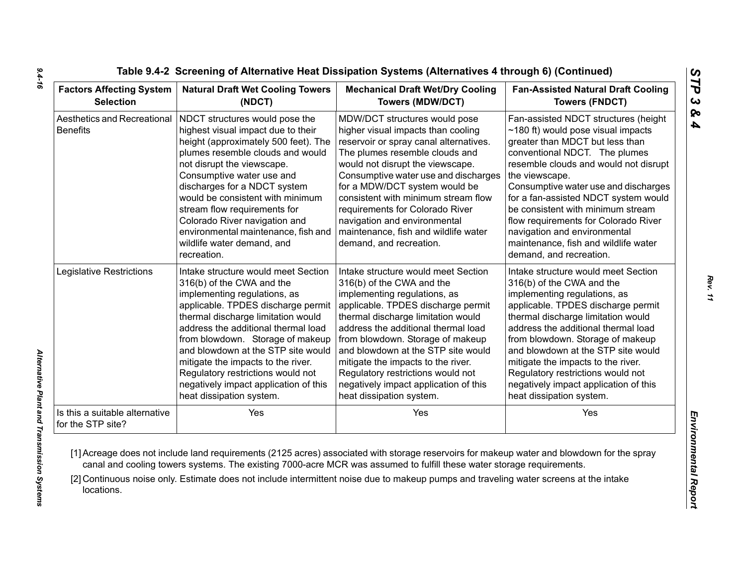**Table 9.4-2 Screening of Alternative Heat Dissipation Systems (Alternatives 4 through 6) (Continued)**

| Factors Affecting System Selection | Natural Draft Wet Cooling Towers (NDCT) | Mechanical Draft Wet/Dry Cooling Towers (MDW/DCT) | Fan-Assisted Natural Draft Cooling Towers (FNDCT) |
|---|---|---|---|
| Aesthetics and Recreational Benefits | NDCT structures would pose the highest visual impact due to their height (approximately 500 feet). The plumes resemble clouds and would not disrupt the viewscape. Consumptive water use and discharges for a NDCT system would be consistent with minimum stream flow requirements for Colorado River navigation and environmental maintenance, fish and wildlife water demand, and recreation. | MDW/DCT structures would pose higher visual impacts than cooling reservoir or spray canal alternatives. The plumes resemble clouds and would not disrupt the viewscape. Consumptive water use and discharges for a MDW/DCT system would be consistent with minimum stream flow requirements for Colorado River navigation and environmental maintenance, fish and wildlife water demand, and recreation. | Fan-assisted NDCT structures (height ~180 ft) would pose visual impacts greater than MDCT but less than conventional NDCT. The plumes resemble clouds and would not disrupt the viewscape. Consumptive water use and discharges for a fan-assisted NDCT system would be consistent with minimum stream flow requirements for Colorado River navigation and environmental maintenance, fish and wildlife water demand, and recreation. |
| Legislative Restrictions | Intake structure would meet Section 316(b) of the CWA and the implementing regulations, as applicable. TPDES discharge permit thermal discharge limitation would address the additional thermal load from blowdown. Storage of makeup and blowdown at the STP site would mitigate the impacts to the river. Regulatory restrictions would not negatively impact application of this heat dissipation system. | Intake structure would meet Section 316(b) of the CWA and the implementing regulations, as applicable. TPDES discharge permit thermal discharge limitation would address the additional thermal load from blowdown. Storage of makeup and blowdown at the STP site would mitigate the impacts to the river. Regulatory restrictions would not negatively impact application of this heat dissipation system. | Intake structure would meet Section 316(b) of the CWA and the implementing regulations, as applicable. TPDES discharge permit thermal discharge limitation would address the additional thermal load from blowdown. Storage of makeup and blowdown at the STP site would mitigate the impacts to the river. Regulatory restrictions would not negatively impact application of this heat dissipation system. |
| Is this a suitable alternative for the STP site? | Yes | Yes | Yes |

[1] Acreage does not include land requirements (2125 acres) associated with storage reservoirs for makeup water and blowdown for the spray canal and cooling towers systems. The existing 7000-acre MCR was assumed to fulfill these water storage requirements.

[2] Continuous noise only. Estimate does not include intermittent noise due to makeup pumps and traveling water screens at the intake locations.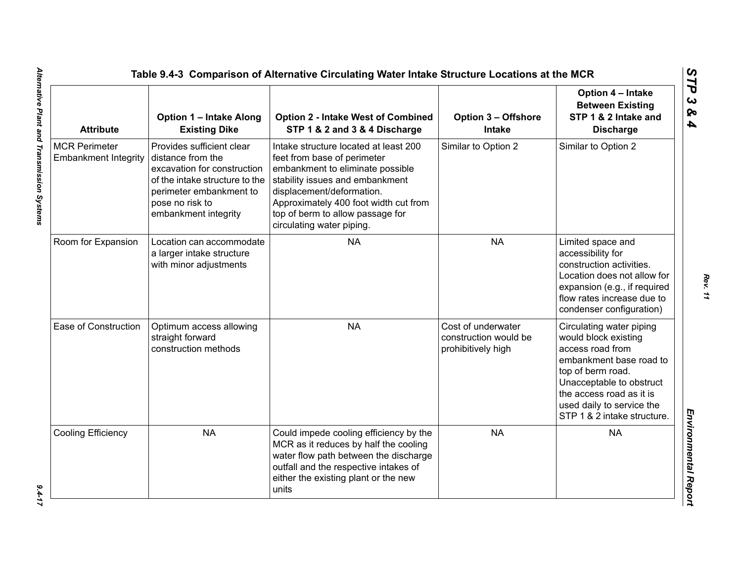## Table 9.4-3 Comparison of Alternative Circulating Water Intake Structure Locations at the MCR

| Attribute | Option 1 – Intake Along Existing Dike | Option 2 - Intake West of Combined STP 1 & 2 and 3 & 4 Discharge | Option 3 – Offshore Intake | Option 4 – Intake Between Existing STP 1 & 2 Intake and Discharge |
|---|---|---|---|---|
| MCR Perimeter Embankment Integrity | Provides sufficient clear distance from the excavation for construction of the intake structure to the perimeter embankment to pose no risk to embankment integrity | Intake structure located at least 200 feet from base of perimeter embankment to eliminate possible stability issues and embankment displacement/deformation. Approximately 400 foot width cut from top of berm to allow passage for circulating water piping. | Similar to Option 2 | Similar to Option 2 |
| Room for Expansion | Location can accommodate a larger intake structure with minor adjustments | NA | NA | Limited space and accessibility for construction activities. Location does not allow for expansion (e.g., if required flow rates increase due to condenser configuration) |
| Ease of Construction | Optimum access allowing straight forward construction methods | NA | Cost of underwater construction would be prohibitively high | Circulating water piping would block existing access road from embankment base road to top of berm road. Unacceptable to obstruct the access road as it is used daily to service the STP 1 & 2 intake structure. |
| Cooling Efficiency | NA | Could impede cooling efficiency by the MCR as it reduces by half the cooling water flow path between the discharge outfall and the respective intakes of either the existing plant or the new units | NA | NA |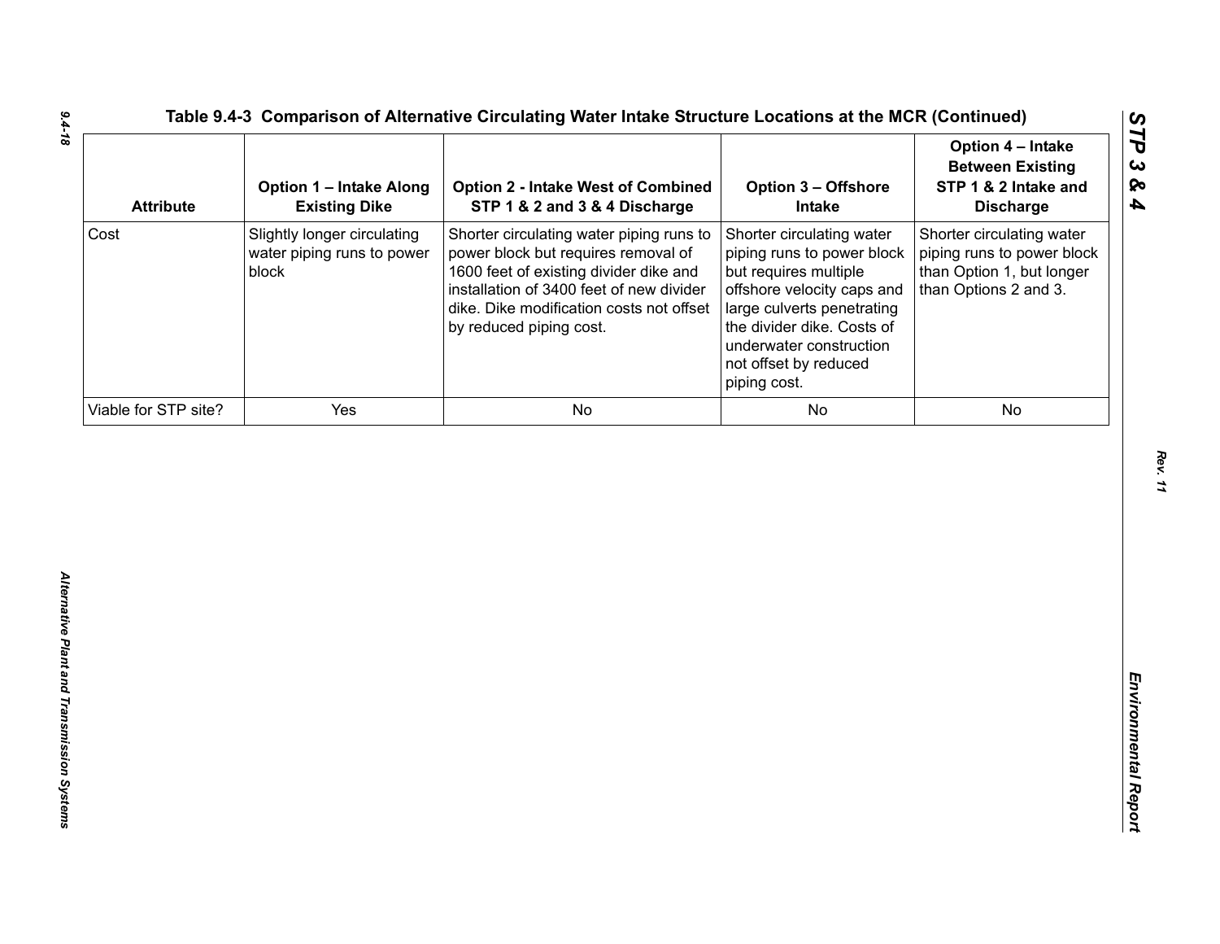## Table 9.4-3 Comparison of Alternative Circulating Water Intake Structure Locations at the MCR (Continued)

| Attribute | Option 1 – Intake Along Existing Dike | Option 2 - Intake West of Combined STP 1 & 2 and 3 & 4 Discharge | Option 3 – Offshore Intake | Option 4 – Intake Between Existing STP 1 & 2 Intake and Discharge |
|---|---|---|---|---|
| Cost | Slightly longer circulating water piping runs to power block | Shorter circulating water piping runs to power block but requires removal of 1600 feet of existing divider dike and installation of 3400 feet of new divider dike. Dike modification costs not offset by reduced piping cost. | Shorter circulating water piping runs to power block but requires multiple offshore velocity caps and large culverts penetrating the divider dike. Costs of underwater construction not offset by reduced piping cost. | Shorter circulating water piping runs to power block than Option 1, but longer than Options 2 and 3. |
| Viable for STP site? | Yes | No | No | No |